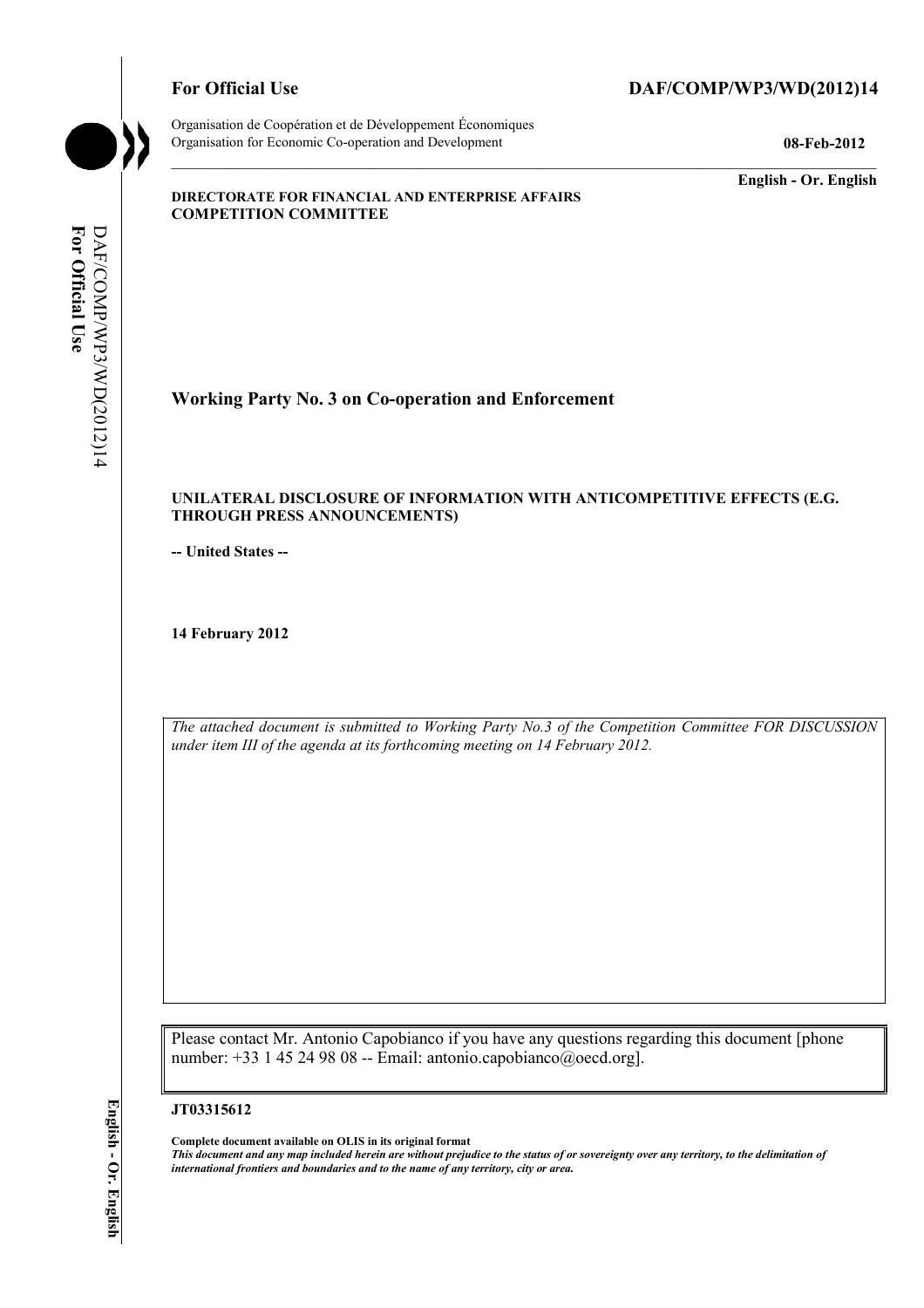**For Official Use** **DAF/COMP/WP3/WD(2012)14**

Organisation de Coopération et de Développement Économiques
Organisation for Economic Co-operation and Development **08-Feb-2012**

**English - Or. English**

**DIRECTORATE FOR FINANCIAL AND ENTERPRISE AFFAIRS**
**COMPETITION COMMITTEE**

# Working Party No. 3 on Co-operation and Enforcement

## UNILATERAL DISCLOSURE OF INFORMATION WITH ANTICOMPETITIVE EFFECTS (E.G. THROUGH PRESS ANNOUNCEMENTS)

**-- United States --**

**14 February 2012**

*The attached document is submitted to Working Party No.3 of the Competition Committee FOR DISCUSSION under item III of the agenda at its forthcoming meeting on 14 February 2012.*

Please contact Mr. Antonio Capobianco if you have any questions regarding this document [phone number: +33 1 45 24 98 08 -- Email: antonio.capobianco@oecd.org].

**JT03315612**

**Complete document available on OLIS in its original format**
***This document and any map included herein are without prejudice to the status of or sovereignty over any territory, to the delimitation of international frontiers and boundaries and to the name of any territory, city or area.***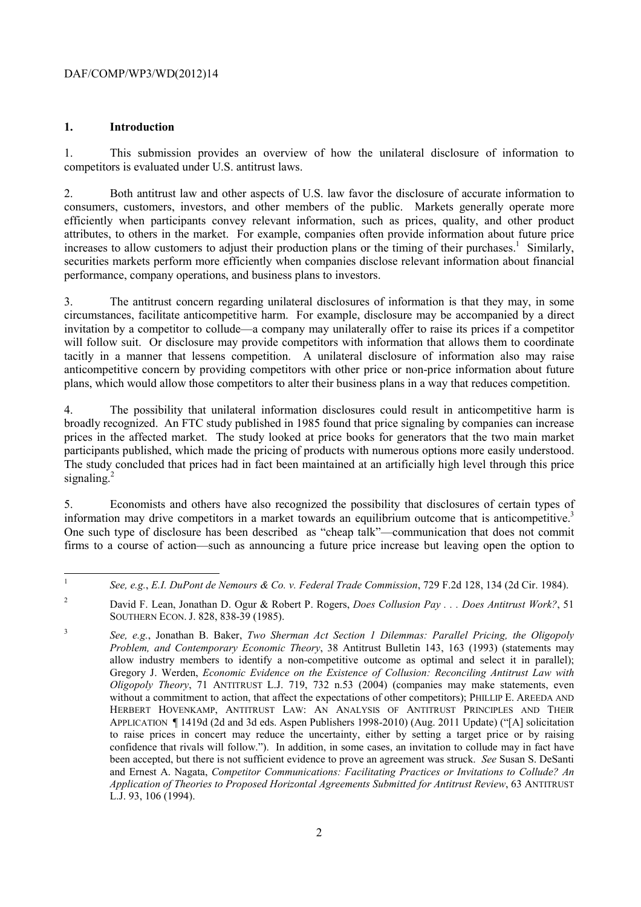## 1. Introduction

1. This submission provides an overview of how the unilateral disclosure of information to competitors is evaluated under U.S. antitrust laws.

2. Both antitrust law and other aspects of U.S. law favor the disclosure of accurate information to consumers, customers, investors, and other members of the public. Markets generally operate more efficiently when participants convey relevant information, such as prices, quality, and other product attributes, to others in the market. For example, companies often provide information about future price increases to allow customers to adjust their production plans or the timing of their purchases.[1] Similarly, securities markets perform more efficiently when companies disclose relevant information about financial performance, company operations, and business plans to investors.

3. The antitrust concern regarding unilateral disclosures of information is that they may, in some circumstances, facilitate anticompetitive harm. For example, disclosure may be accompanied by a direct invitation by a competitor to collude—a company may unilaterally offer to raise its prices if a competitor will follow suit. Or disclosure may provide competitors with information that allows them to coordinate tacitly in a manner that lessens competition. A unilateral disclosure of information also may raise anticompetitive concern by providing competitors with other price or non-price information about future plans, which would allow those competitors to alter their business plans in a way that reduces competition.

4. The possibility that unilateral information disclosures could result in anticompetitive harm is broadly recognized. An FTC study published in 1985 found that price signaling by companies can increase prices in the affected market. The study looked at price books for generators that the two main market participants published, which made the pricing of products with numerous options more easily understood. The study concluded that prices had in fact been maintained at an artificially high level through this price signaling.[2]

5. Economists and others have also recognized the possibility that disclosures of certain types of information may drive competitors in a market towards an equilibrium outcome that is anticompetitive.[3] One such type of disclosure has been described as "cheap talk"—communication that does not commit firms to a course of action—such as announcing a future price increase but leaving open the option to

---

[1] *See, e.g.*, *E.I. DuPont de Nemours & Co. v. Federal Trade Commission*, 729 F.2d 128, 134 (2d Cir. 1984).

[2] David F. Lean, Jonathan D. Ogur & Robert P. Rogers, *Does Collusion Pay . . . Does Antitrust Work?*, 51 SOUTHERN ECON. J. 828, 838-39 (1985).

[3] *See, e.g.*, Jonathan B. Baker, *Two Sherman Act Section 1 Dilemmas: Parallel Pricing, the Oligopoly Problem, and Contemporary Economic Theory*, 38 Antitrust Bulletin 143, 163 (1993) (statements may allow industry members to identify a non-competitive outcome as optimal and select it in parallel); Gregory J. Werden, *Economic Evidence on the Existence of Collusion: Reconciling Antitrust Law with Oligopoly Theory*, 71 ANTITRUST L.J. 719, 732 n.53 (2004) (companies may make statements, even without a commitment to action, that affect the expectations of other competitors); PHILLIP E. AREEDA AND HERBERT HOVENKAMP, ANTITRUST LAW: AN ANALYSIS OF ANTITRUST PRINCIPLES AND THEIR APPLICATION ¶ 1419d (2d and 3d eds. Aspen Publishers 1998-2010) (Aug. 2011 Update) ("[A] solicitation to raise prices in concert may reduce the uncertainty, either by setting a target price or by raising confidence that rivals will follow."). In addition, in some cases, an invitation to collude may in fact have been accepted, but there is not sufficient evidence to prove an agreement was struck. *See* Susan S. DeSanti and Ernest A. Nagata, *Competitor Communications: Facilitating Practices or Invitations to Collude? An Application of Theories to Proposed Horizontal Agreements Submitted for Antitrust Review*, 63 ANTITRUST L.J. 93, 106 (1994).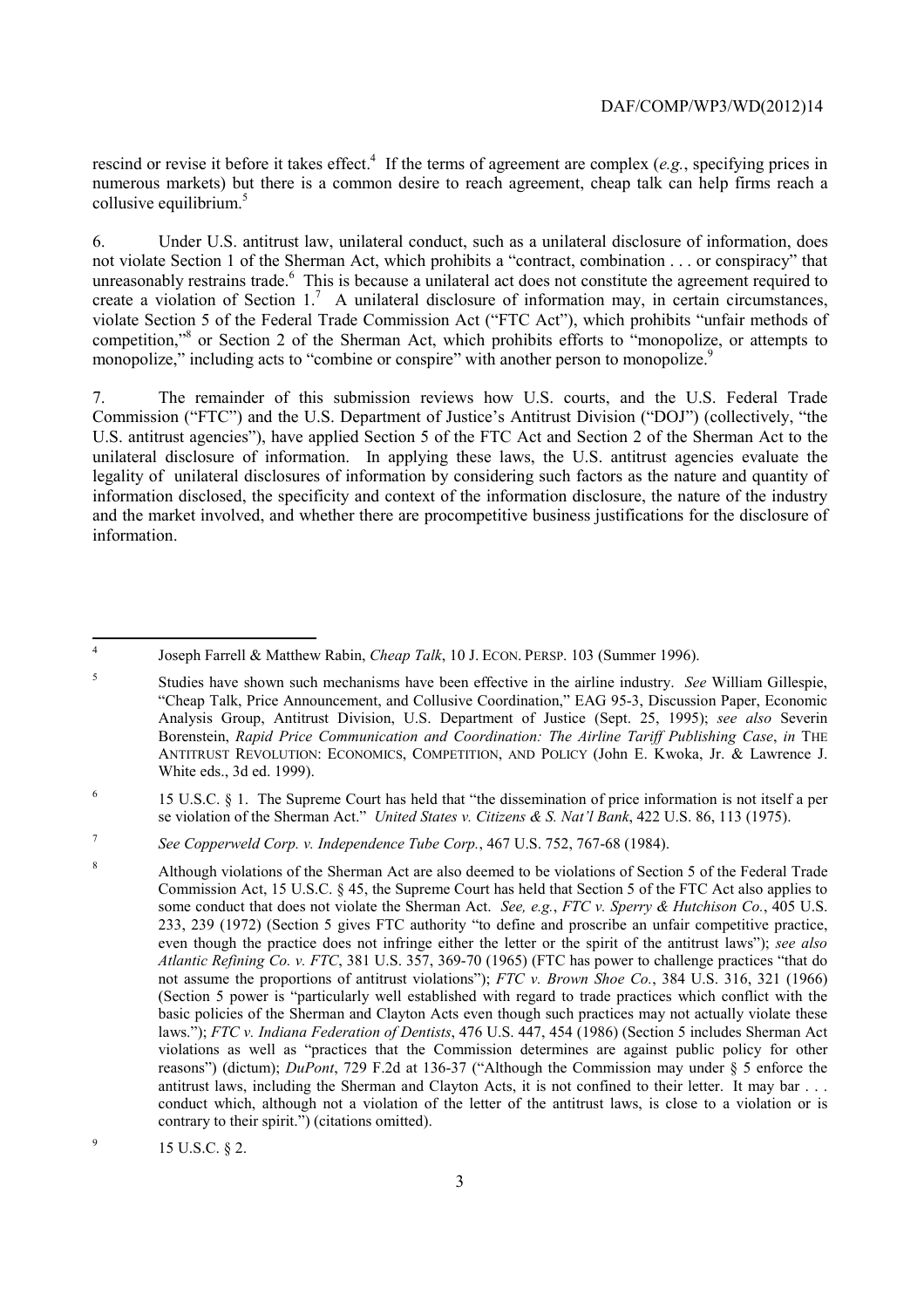rescind or revise it before it takes effect.[4] If the terms of agreement are complex (*e.g.*, specifying prices in numerous markets) but there is a common desire to reach agreement, cheap talk can help firms reach a collusive equilibrium.[5]

6. Under U.S. antitrust law, unilateral conduct, such as a unilateral disclosure of information, does not violate Section 1 of the Sherman Act, which prohibits a "contract, combination . . . or conspiracy" that unreasonably restrains trade.[6] This is because a unilateral act does not constitute the agreement required to create a violation of Section 1.[7] A unilateral disclosure of information may, in certain circumstances, violate Section 5 of the Federal Trade Commission Act ("FTC Act"), which prohibits "unfair methods of competition,"[8] or Section 2 of the Sherman Act, which prohibits efforts to "monopolize, or attempts to monopolize," including acts to "combine or conspire" with another person to monopolize.[9]

7. The remainder of this submission reviews how U.S. courts, and the U.S. Federal Trade Commission ("FTC") and the U.S. Department of Justice's Antitrust Division ("DOJ") (collectively, "the U.S. antitrust agencies"), have applied Section 5 of the FTC Act and Section 2 of the Sherman Act to the unilateral disclosure of information. In applying these laws, the U.S. antitrust agencies evaluate the legality of unilateral disclosures of information by considering such factors as the nature and quantity of information disclosed, the specificity and context of the information disclosure, the nature of the industry and the market involved, and whether there are procompetitive business justifications for the disclosure of information.

---

[4] Joseph Farrell & Matthew Rabin, *Cheap Talk*, 10 J. ECON. PERSP. 103 (Summer 1996).

[5] Studies have shown such mechanisms have been effective in the airline industry. *See* William Gillespie, "Cheap Talk, Price Announcement, and Collusive Coordination," EAG 95-3, Discussion Paper, Economic Analysis Group, Antitrust Division, U.S. Department of Justice (Sept. 25, 1995); *see also* Severin Borenstein, *Rapid Price Communication and Coordination: The Airline Tariff Publishing Case*, *in* THE ANTITRUST REVOLUTION: ECONOMICS, COMPETITION, AND POLICY (John E. Kwoka, Jr. & Lawrence J. White eds., 3d ed. 1999).

[6] 15 U.S.C. § 1. The Supreme Court has held that "the dissemination of price information is not itself a per se violation of the Sherman Act." *United States v. Citizens & S. Nat'l Bank*, 422 U.S. 86, 113 (1975).

[7] *See Copperweld Corp. v. Independence Tube Corp.*, 467 U.S. 752, 767-68 (1984).

[8] Although violations of the Sherman Act are also deemed to be violations of Section 5 of the Federal Trade Commission Act, 15 U.S.C. § 45, the Supreme Court has held that Section 5 of the FTC Act also applies to some conduct that does not violate the Sherman Act. *See, e.g.*, *FTC v. Sperry & Hutchison Co.*, 405 U.S. 233, 239 (1972) (Section 5 gives FTC authority "to define and proscribe an unfair competitive practice, even though the practice does not infringe either the letter or the spirit of the antitrust laws"); *see also Atlantic Refining Co. v. FTC*, 381 U.S. 357, 369-70 (1965) (FTC has power to challenge practices "that do not assume the proportions of antitrust violations"); *FTC v. Brown Shoe Co.*, 384 U.S. 316, 321 (1966) (Section 5 power is "particularly well established with regard to trade practices which conflict with the basic policies of the Sherman and Clayton Acts even though such practices may not actually violate these laws."); *FTC v. Indiana Federation of Dentists*, 476 U.S. 447, 454 (1986) (Section 5 includes Sherman Act violations as well as "practices that the Commission determines are against public policy for other reasons") (dictum); *DuPont*, 729 F.2d at 136-37 ("Although the Commission may under § 5 enforce the antitrust laws, including the Sherman and Clayton Acts, it is not confined to their letter. It may bar . . . conduct which, although not a violation of the letter of the antitrust laws, is close to a violation or is contrary to their spirit.") (citations omitted).

[9] 15 U.S.C. § 2.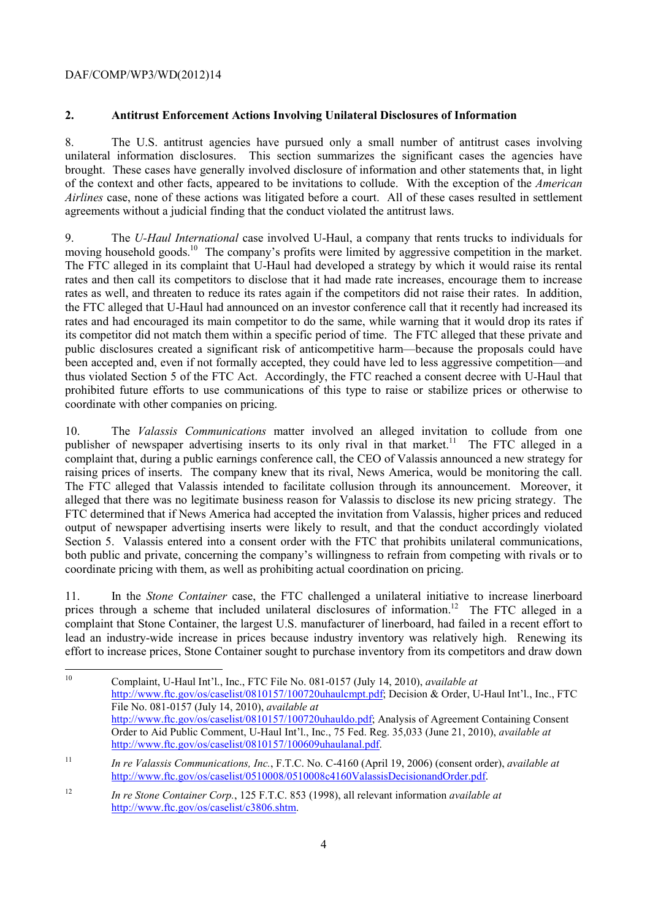## 2. Antitrust Enforcement Actions Involving Unilateral Disclosures of Information

8. The U.S. antitrust agencies have pursued only a small number of antitrust cases involving unilateral information disclosures. This section summarizes the significant cases the agencies have brought. These cases have generally involved disclosure of information and other statements that, in light of the context and other facts, appeared to be invitations to collude. With the exception of the *American Airlines* case, none of these actions was litigated before a court. All of these cases resulted in settlement agreements without a judicial finding that the conduct violated the antitrust laws.

9. The *U-Haul International* case involved U-Haul, a company that rents trucks to individuals for moving household goods.[10] The company's profits were limited by aggressive competition in the market. The FTC alleged in its complaint that U-Haul had developed a strategy by which it would raise its rental rates and then call its competitors to disclose that it had made rate increases, encourage them to increase rates as well, and threaten to reduce its rates again if the competitors did not raise their rates. In addition, the FTC alleged that U-Haul had announced on an investor conference call that it recently had increased its rates and had encouraged its main competitor to do the same, while warning that it would drop its rates if its competitor did not match them within a specific period of time. The FTC alleged that these private and public disclosures created a significant risk of anticompetitive harm—because the proposals could have been accepted and, even if not formally accepted, they could have led to less aggressive competition—and thus violated Section 5 of the FTC Act. Accordingly, the FTC reached a consent decree with U-Haul that prohibited future efforts to use communications of this type to raise or stabilize prices or otherwise to coordinate with other companies on pricing.

10. The *Valassis Communications* matter involved an alleged invitation to collude from one publisher of newspaper advertising inserts to its only rival in that market.[11] The FTC alleged in a complaint that, during a public earnings conference call, the CEO of Valassis announced a new strategy for raising prices of inserts. The company knew that its rival, News America, would be monitoring the call. The FTC alleged that Valassis intended to facilitate collusion through its announcement. Moreover, it alleged that there was no legitimate business reason for Valassis to disclose its new pricing strategy. The FTC determined that if News America had accepted the invitation from Valassis, higher prices and reduced output of newspaper advertising inserts were likely to result, and that the conduct accordingly violated Section 5. Valassis entered into a consent order with the FTC that prohibits unilateral communications, both public and private, concerning the company's willingness to refrain from competing with rivals or to coordinate pricing with them, as well as prohibiting actual coordination on pricing.

11. In the *Stone Container* case, the FTC challenged a unilateral initiative to increase linerboard prices through a scheme that included unilateral disclosures of information.[12] The FTC alleged in a complaint that Stone Container, the largest U.S. manufacturer of linerboard, had failed in a recent effort to lead an industry-wide increase in prices because industry inventory was relatively high. Renewing its effort to increase prices, Stone Container sought to purchase inventory from its competitors and draw down

---

[10] Complaint, U-Haul Int'l., Inc., FTC File No. 081-0157 (July 14, 2010), *available at* http://www.ftc.gov/os/caselist/0810157/100720uhaulcmpt.pdf; Decision & Order, U-Haul Int'l., Inc., FTC File No. 081-0157 (July 14, 2010), *available at* http://www.ftc.gov/os/caselist/0810157/100720uhauldo.pdf; Analysis of Agreement Containing Consent Order to Aid Public Comment, U-Haul Int'l., Inc., 75 Fed. Reg. 35,033 (June 21, 2010), *available at* http://www.ftc.gov/os/caselist/0810157/100609uhaulanal.pdf.

[11] *In re Valassis Communications, Inc.*, F.T.C. No. C-4160 (April 19, 2006) (consent order), *available at* http://www.ftc.gov/os/caselist/0510008/0510008c4160ValassisDecisionandOrder.pdf.

[12] *In re Stone Container Corp.*, 125 F.T.C. 853 (1998), all relevant information *available at* http://www.ftc.gov/os/caselist/c3806.shtm.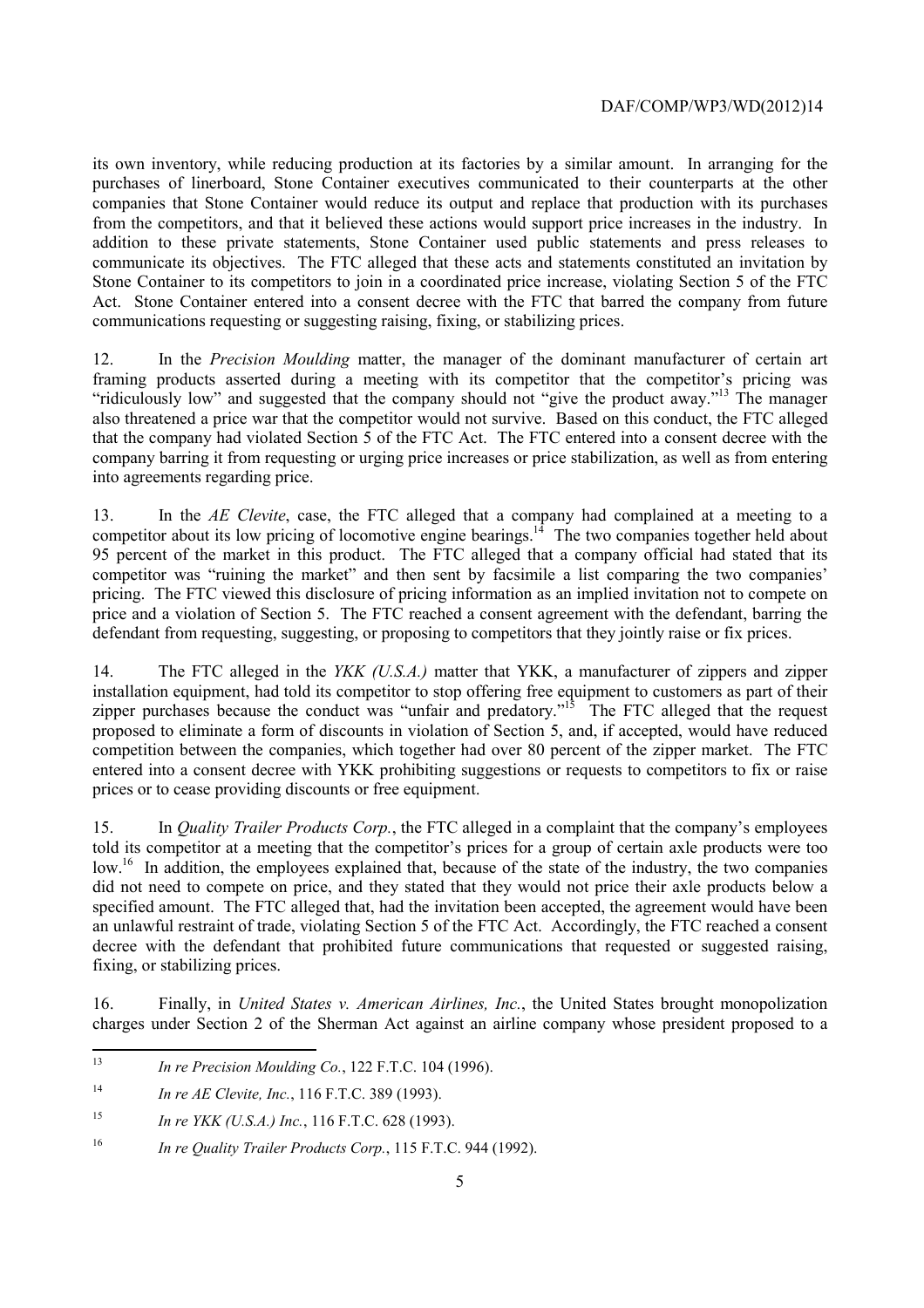its own inventory, while reducing production at its factories by a similar amount. In arranging for the purchases of linerboard, Stone Container executives communicated to their counterparts at the other companies that Stone Container would reduce its output and replace that production with its purchases from the competitors, and that it believed these actions would support price increases in the industry. In addition to these private statements, Stone Container used public statements and press releases to communicate its objectives. The FTC alleged that these acts and statements constituted an invitation by Stone Container to its competitors to join in a coordinated price increase, violating Section 5 of the FTC Act. Stone Container entered into a consent decree with the FTC that barred the company from future communications requesting or suggesting raising, fixing, or stabilizing prices.

12. In the *Precision Moulding* matter, the manager of the dominant manufacturer of certain art framing products asserted during a meeting with its competitor that the competitor's pricing was "ridiculously low" and suggested that the company should not "give the product away."[13] The manager also threatened a price war that the competitor would not survive. Based on this conduct, the FTC alleged that the company had violated Section 5 of the FTC Act. The FTC entered into a consent decree with the company barring it from requesting or urging price increases or price stabilization, as well as from entering into agreements regarding price.

13. In the *AE Clevite*, case, the FTC alleged that a company had complained at a meeting to a competitor about its low pricing of locomotive engine bearings.[14] The two companies together held about 95 percent of the market in this product. The FTC alleged that a company official had stated that its competitor was "ruining the market" and then sent by facsimile a list comparing the two companies' pricing. The FTC viewed this disclosure of pricing information as an implied invitation not to compete on price and a violation of Section 5. The FTC reached a consent agreement with the defendant, barring the defendant from requesting, suggesting, or proposing to competitors that they jointly raise or fix prices.

14. The FTC alleged in the *YKK (U.S.A.)* matter that YKK, a manufacturer of zippers and zipper installation equipment, had told its competitor to stop offering free equipment to customers as part of their zipper purchases because the conduct was "unfair and predatory."[15] The FTC alleged that the request proposed to eliminate a form of discounts in violation of Section 5, and, if accepted, would have reduced competition between the companies, which together had over 80 percent of the zipper market. The FTC entered into a consent decree with YKK prohibiting suggestions or requests to competitors to fix or raise prices or to cease providing discounts or free equipment.

15. In *Quality Trailer Products Corp.*, the FTC alleged in a complaint that the company's employees told its competitor at a meeting that the competitor's prices for a group of certain axle products were too low.[16] In addition, the employees explained that, because of the state of the industry, the two companies did not need to compete on price, and they stated that they would not price their axle products below a specified amount. The FTC alleged that, had the invitation been accepted, the agreement would have been an unlawful restraint of trade, violating Section 5 of the FTC Act. Accordingly, the FTC reached a consent decree with the defendant that prohibited future communications that requested or suggested raising, fixing, or stabilizing prices.

16. Finally, in *United States v. American Airlines, Inc.*, the United States brought monopolization charges under Section 2 of the Sherman Act against an airline company whose president proposed to a

---

[13] *In re Precision Moulding Co.*, 122 F.T.C. 104 (1996).

[14] *In re AE Clevite, Inc.*, 116 F.T.C. 389 (1993).

[15] *In re YKK (U.S.A.) Inc.*, 116 F.T.C. 628 (1993).

[16] *In re Quality Trailer Products Corp.*, 115 F.T.C. 944 (1992).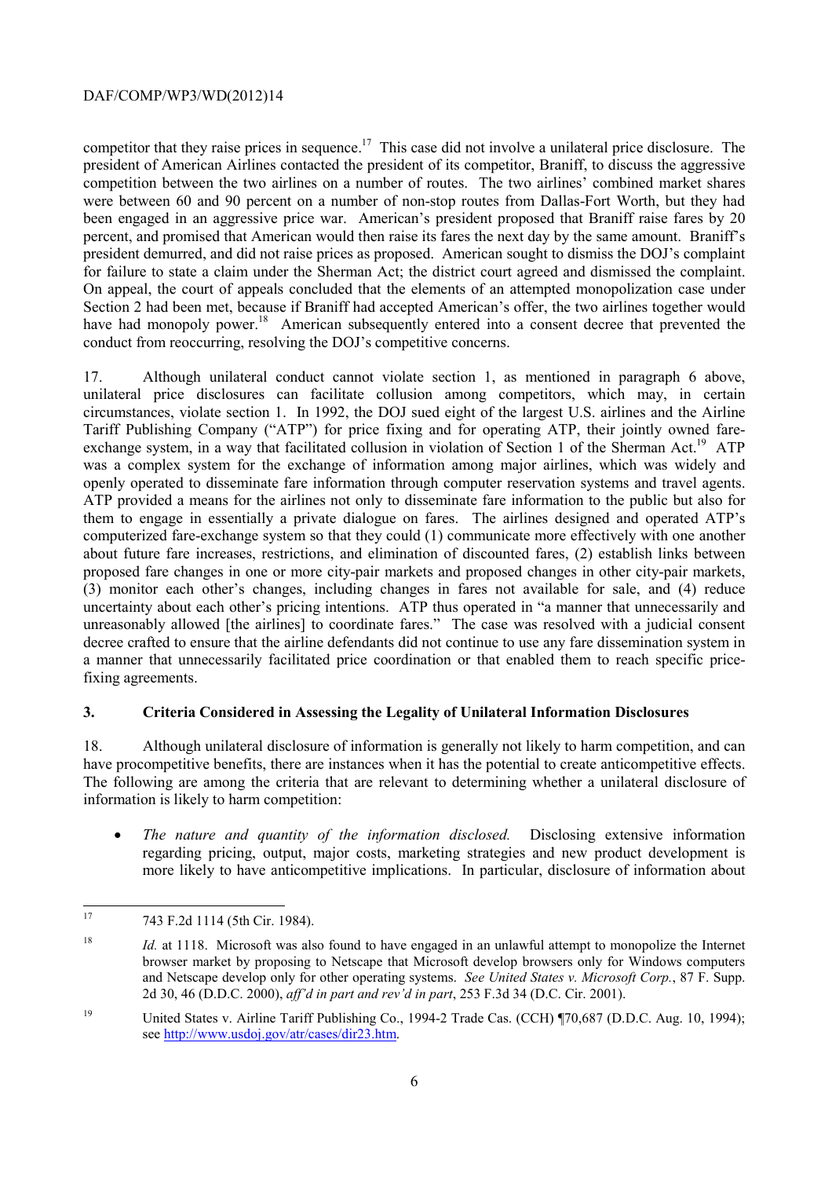competitor that they raise prices in sequence.[17] This case did not involve a unilateral price disclosure. The president of American Airlines contacted the president of its competitor, Braniff, to discuss the aggressive competition between the two airlines on a number of routes. The two airlines' combined market shares were between 60 and 90 percent on a number of non-stop routes from Dallas-Fort Worth, but they had been engaged in an aggressive price war. American's president proposed that Braniff raise fares by 20 percent, and promised that American would then raise its fares the next day by the same amount. Braniff's president demurred, and did not raise prices as proposed. American sought to dismiss the DOJ's complaint for failure to state a claim under the Sherman Act; the district court agreed and dismissed the complaint. On appeal, the court of appeals concluded that the elements of an attempted monopolization case under Section 2 had been met, because if Braniff had accepted American's offer, the two airlines together would have had monopoly power.[18] American subsequently entered into a consent decree that prevented the conduct from reoccurring, resolving the DOJ's competitive concerns.

17. Although unilateral conduct cannot violate section 1, as mentioned in paragraph 6 above, unilateral price disclosures can facilitate collusion among competitors, which may, in certain circumstances, violate section 1. In 1992, the DOJ sued eight of the largest U.S. airlines and the Airline Tariff Publishing Company ("ATP") for price fixing and for operating ATP, their jointly owned fare-exchange system, in a way that facilitated collusion in violation of Section 1 of the Sherman Act.[19] ATP was a complex system for the exchange of information among major airlines, which was widely and openly operated to disseminate fare information through computer reservation systems and travel agents. ATP provided a means for the airlines not only to disseminate fare information to the public but also for them to engage in essentially a private dialogue on fares. The airlines designed and operated ATP's computerized fare-exchange system so that they could (1) communicate more effectively with one another about future fare increases, restrictions, and elimination of discounted fares, (2) establish links between proposed fare changes in one or more city-pair markets and proposed changes in other city-pair markets, (3) monitor each other's changes, including changes in fares not available for sale, and (4) reduce uncertainty about each other's pricing intentions. ATP thus operated in "a manner that unnecessarily and unreasonably allowed [the airlines] to coordinate fares." The case was resolved with a judicial consent decree crafted to ensure that the airline defendants did not continue to use any fare dissemination system in a manner that unnecessarily facilitated price coordination or that enabled them to reach specific price-fixing agreements.

## 3. Criteria Considered in Assessing the Legality of Unilateral Information Disclosures

18. Although unilateral disclosure of information is generally not likely to harm competition, and can have procompetitive benefits, there are instances when it has the potential to create anticompetitive effects. The following are among the criteria that are relevant to determining whether a unilateral disclosure of information is likely to harm competition:

- *The nature and quantity of the information disclosed.* Disclosing extensive information regarding pricing, output, major costs, marketing strategies and new product development is more likely to have anticompetitive implications. In particular, disclosure of information about

---

[17] 743 F.2d 1114 (5th Cir. 1984).

[18] *Id.* at 1118. Microsoft was also found to have engaged in an unlawful attempt to monopolize the Internet browser market by proposing to Netscape that Microsoft develop browsers only for Windows computers and Netscape develop only for other operating systems. *See United States v. Microsoft Corp.*, 87 F. Supp. 2d 30, 46 (D.D.C. 2000), *aff'd in part and rev'd in part*, 253 F.3d 34 (D.C. Cir. 2001).

[19] United States v. Airline Tariff Publishing Co., 1994-2 Trade Cas. (CCH) ¶70,687 (D.D.C. Aug. 10, 1994); see http://www.usdoj.gov/atr/cases/dir23.htm.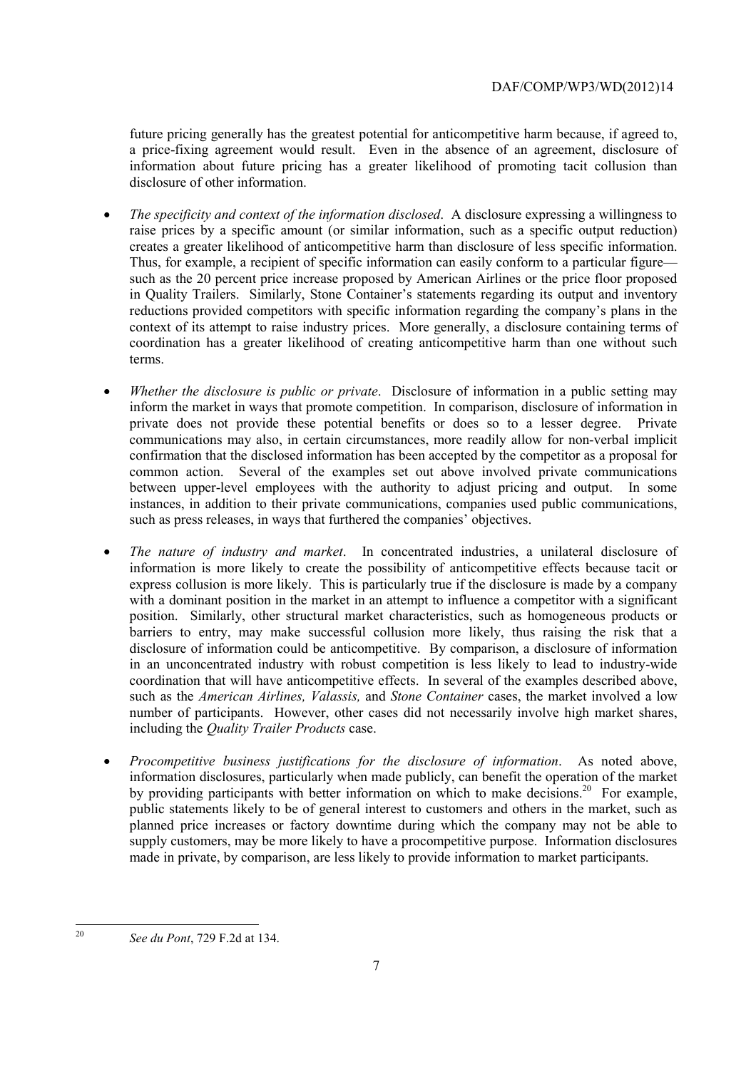future pricing generally has the greatest potential for anticompetitive harm because, if agreed to, a price-fixing agreement would result. Even in the absence of an agreement, disclosure of information about future pricing has a greater likelihood of promoting tacit collusion than disclosure of other information.

- *The specificity and context of the information disclosed*. A disclosure expressing a willingness to raise prices by a specific amount (or similar information, such as a specific output reduction) creates a greater likelihood of anticompetitive harm than disclosure of less specific information. Thus, for example, a recipient of specific information can easily conform to a particular figure—such as the 20 percent price increase proposed by American Airlines or the price floor proposed in Quality Trailers. Similarly, Stone Container's statements regarding its output and inventory reductions provided competitors with specific information regarding the company's plans in the context of its attempt to raise industry prices. More generally, a disclosure containing terms of coordination has a greater likelihood of creating anticompetitive harm than one without such terms.

- *Whether the disclosure is public or private*. Disclosure of information in a public setting may inform the market in ways that promote competition. In comparison, disclosure of information in private does not provide these potential benefits or does so to a lesser degree. Private communications may also, in certain circumstances, more readily allow for non-verbal implicit confirmation that the disclosed information has been accepted by the competitor as a proposal for common action. Several of the examples set out above involved private communications between upper-level employees with the authority to adjust pricing and output. In some instances, in addition to their private communications, companies used public communications, such as press releases, in ways that furthered the companies' objectives.

- *The nature of industry and market*. In concentrated industries, a unilateral disclosure of information is more likely to create the possibility of anticompetitive effects because tacit or express collusion is more likely. This is particularly true if the disclosure is made by a company with a dominant position in the market in an attempt to influence a competitor with a significant position. Similarly, other structural market characteristics, such as homogeneous products or barriers to entry, may make successful collusion more likely, thus raising the risk that a disclosure of information could be anticompetitive. By comparison, a disclosure of information in an unconcentrated industry with robust competition is less likely to lead to industry-wide coordination that will have anticompetitive effects. In several of the examples described above, such as the *American Airlines, Valassis,* and *Stone Container* cases, the market involved a low number of participants. However, other cases did not necessarily involve high market shares, including the *Quality Trailer Products* case.

- *Procompetitive business justifications for the disclosure of information*. As noted above, information disclosures, particularly when made publicly, can benefit the operation of the market by providing participants with better information on which to make decisions.[20] For example, public statements likely to be of general interest to customers and others in the market, such as planned price increases or factory downtime during which the company may not be able to supply customers, may be more likely to have a procompetitive purpose. Information disclosures made in private, by comparison, are less likely to provide information to market participants.

---

[20] *See du Pont*, 729 F.2d at 134.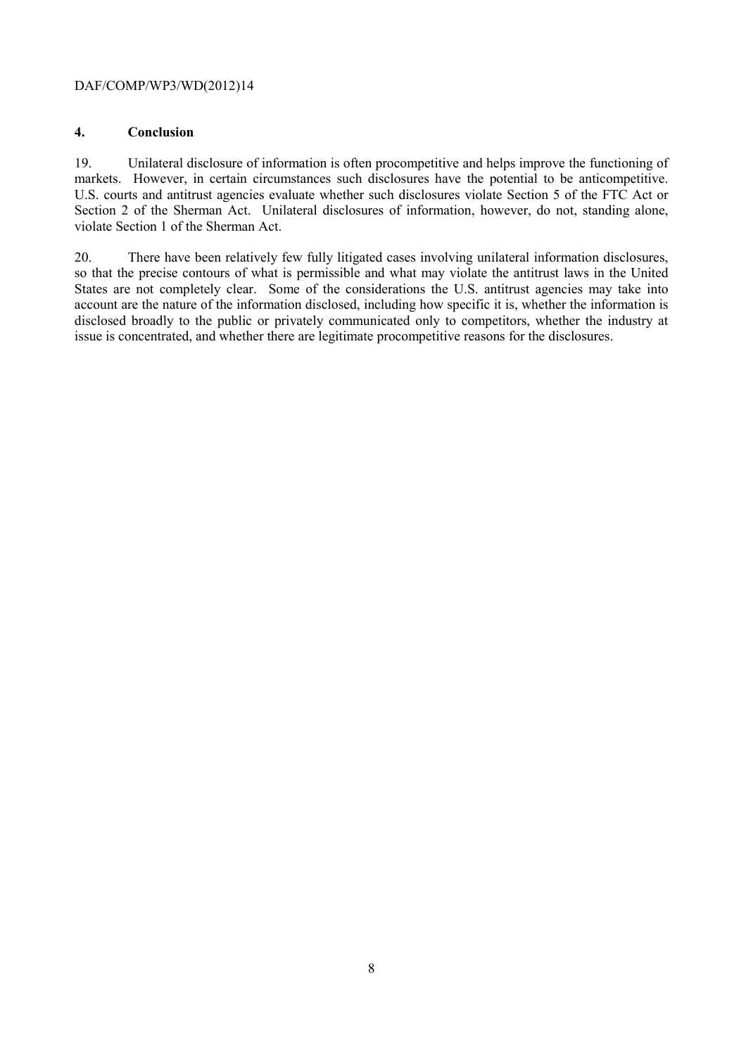## 4. Conclusion

19. Unilateral disclosure of information is often procompetitive and helps improve the functioning of markets. However, in certain circumstances such disclosures have the potential to be anticompetitive. U.S. courts and antitrust agencies evaluate whether such disclosures violate Section 5 of the FTC Act or Section 2 of the Sherman Act. Unilateral disclosures of information, however, do not, standing alone, violate Section 1 of the Sherman Act.

20. There have been relatively few fully litigated cases involving unilateral information disclosures, so that the precise contours of what is permissible and what may violate the antitrust laws in the United States are not completely clear. Some of the considerations the U.S. antitrust agencies may take into account are the nature of the information disclosed, including how specific it is, whether the information is disclosed broadly to the public or privately communicated only to competitors, whether the industry at issue is concentrated, and whether there are legitimate procompetitive reasons for the disclosures.